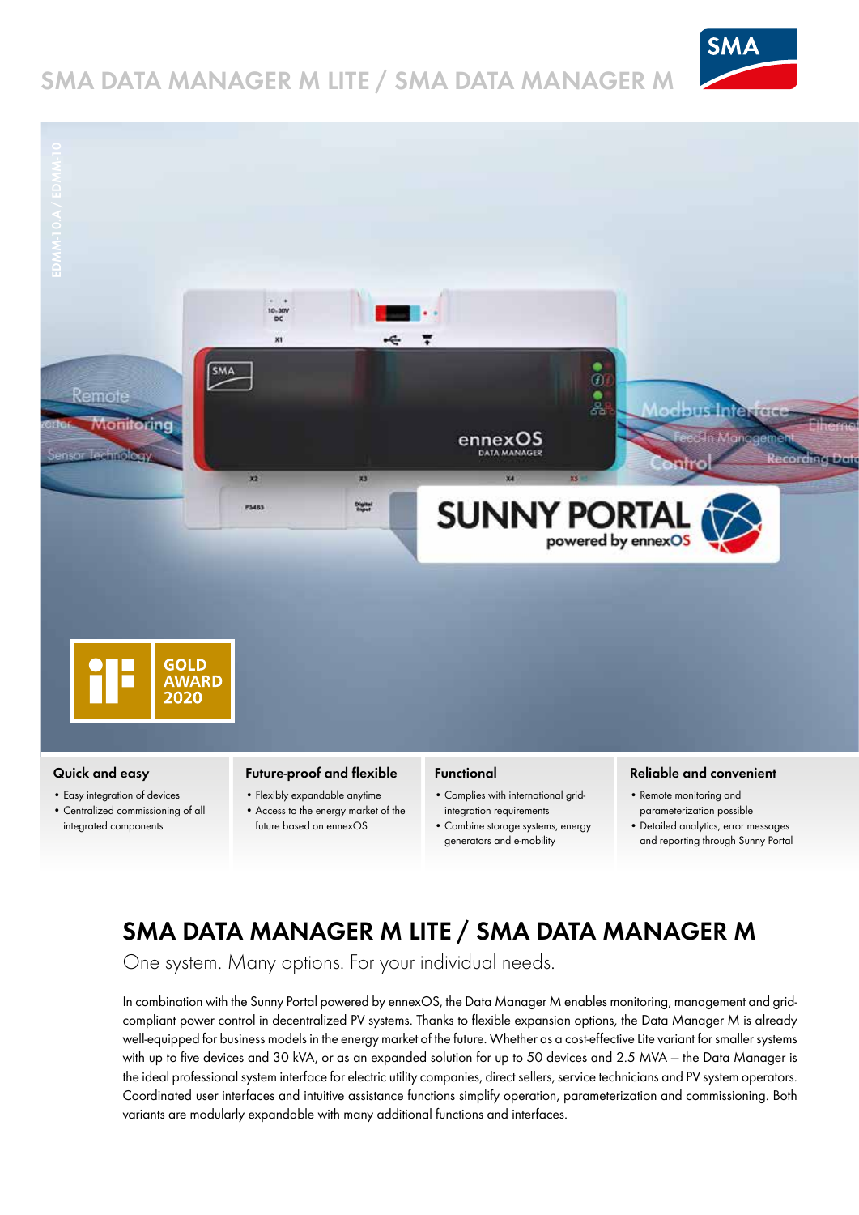# SMA DATA MANAGER M LITE / SMA DATA MANAGER M

EDMM-10.A / EDMM-10

GOLD AWARD 2020

### Quick and easy

- Easy integration of devices
- Centralized commissioning of all integrated components

### Future-proof and flexible

- Flexibly expandable anytime
- Access to the energy market of the future based on ennexOS

### Functional

- Complies with international grid-integration requirements
- Combine storage systems, energy generators and e-mobility

### Reliable and convenient

- Remote monitoring and parameterization possible
- Detailed analytics, error messages and reporting through Sunny Portal

## SMA DATA MANAGER M LITE / SMA DATA MANAGER M

One system. Many options. For your individual needs.

In combination with the Sunny Portal powered by ennexOS, the Data Manager M enables monitoring, management and grid-compliant power control in decentralized PV systems. Thanks to flexible expansion options, the Data Manager M is already well-equipped for business models in the energy market of the future. Whether as a cost-effective Lite variant for smaller systems with up to five devices and 30 kVA, or as an expanded solution for up to 50 devices and 2.5 MVA – the Data Manager is the ideal professional system interface for electric utility companies, direct sellers, service technicians and PV system operators. Coordinated user interfaces and intuitive assistance functions simplify operation, parameterization and commissioning. Both variants are modularly expandable with many additional functions and interfaces.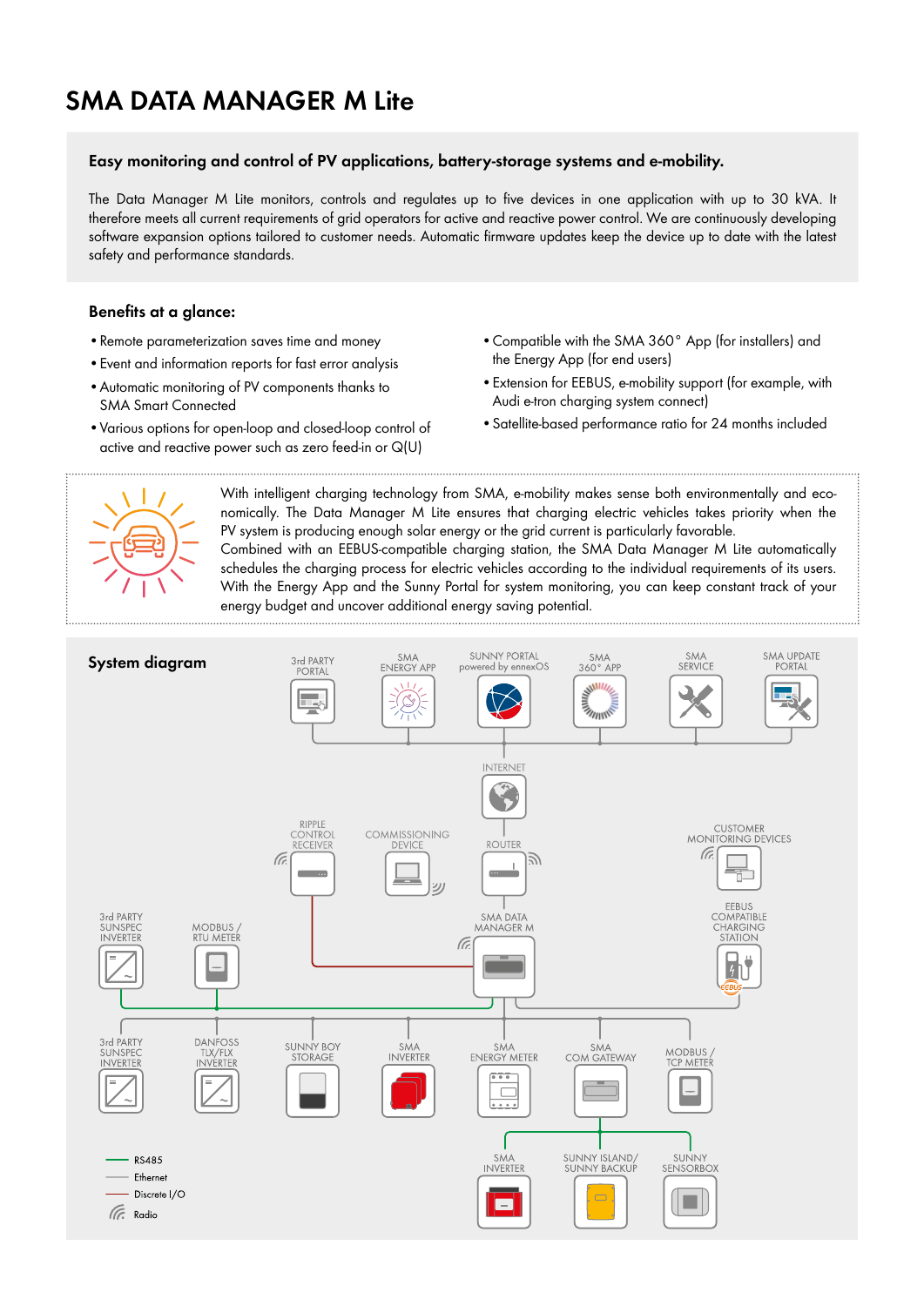# SMA DATA MANAGER M Lite

### Easy monitoring and control of PV applications, battery-storage systems and e-mobility.

The Data Manager M Lite monitors, controls and regulates up to five devices in one application with up to 30 kVA. It therefore meets all current requirements of grid operators for active and reactive power control. We are continuously developing software expansion options tailored to customer needs. Automatic firmware updates keep the device up to date with the latest safety and performance standards.

### Benefits at a glance:

- Remote parameterization saves time and money
- Event and information reports for fast error analysis
- Automatic monitoring of PV components thanks to SMA Smart Connected
- Various options for open-loop and closed-loop control of active and reactive power such as zero feed-in or Q(U)
- Compatible with the SMA 360° App (for installers) and the Energy App (for end users)
- Extension for EEBUS, e-mobility support (for example, with Audi e-tron charging system connect)
- Satellite-based performance ratio for 24 months included

With intelligent charging technology from SMA, e-mobility makes sense both environmentally and economically. The Data Manager M Lite ensures that charging electric vehicles takes priority when the PV system is producing enough solar energy or the grid current is particularly favorable.
Combined with an EEBUS-compatible charging station, the SMA Data Manager M Lite automatically schedules the charging process for electric vehicles according to the individual requirements of its users. With the Energy App and the Sunny Portal for system monitoring, you can keep constant track of your energy budget and uncover additional energy saving potential.

### System diagram

3rd PARTY PORTAL | SMA ENERGY APP | SUNNY PORTAL powered by ennexOS | SMA 360° APP | SMA SERVICE | SMA UPDATE PORTAL

INTERNET

RIPPLE CONTROL RECEIVER | COMMISSIONING DEVICE | ROUTER | CUSTOMER MONITORING DEVICES

3rd PARTY SUNSPEC INVERTER | MODBUS / RTU METER | SMA DATA MANAGER M | EEBUS COMPATIBLE CHARGING STATION

3rd PARTY SUNSPEC INVERTER | DANFOSS TLX/FLX INVERTER | SUNNY BOY STORAGE | SMA INVERTER | SMA ENERGY METER | SMA COM GATEWAY | MODBUS / TCP METER

SMA INVERTER | SUNNY ISLAND/ SUNNY BACKUP | SUNNY SENSORBOX

RS485
Ethernet
Discrete I/O
Radio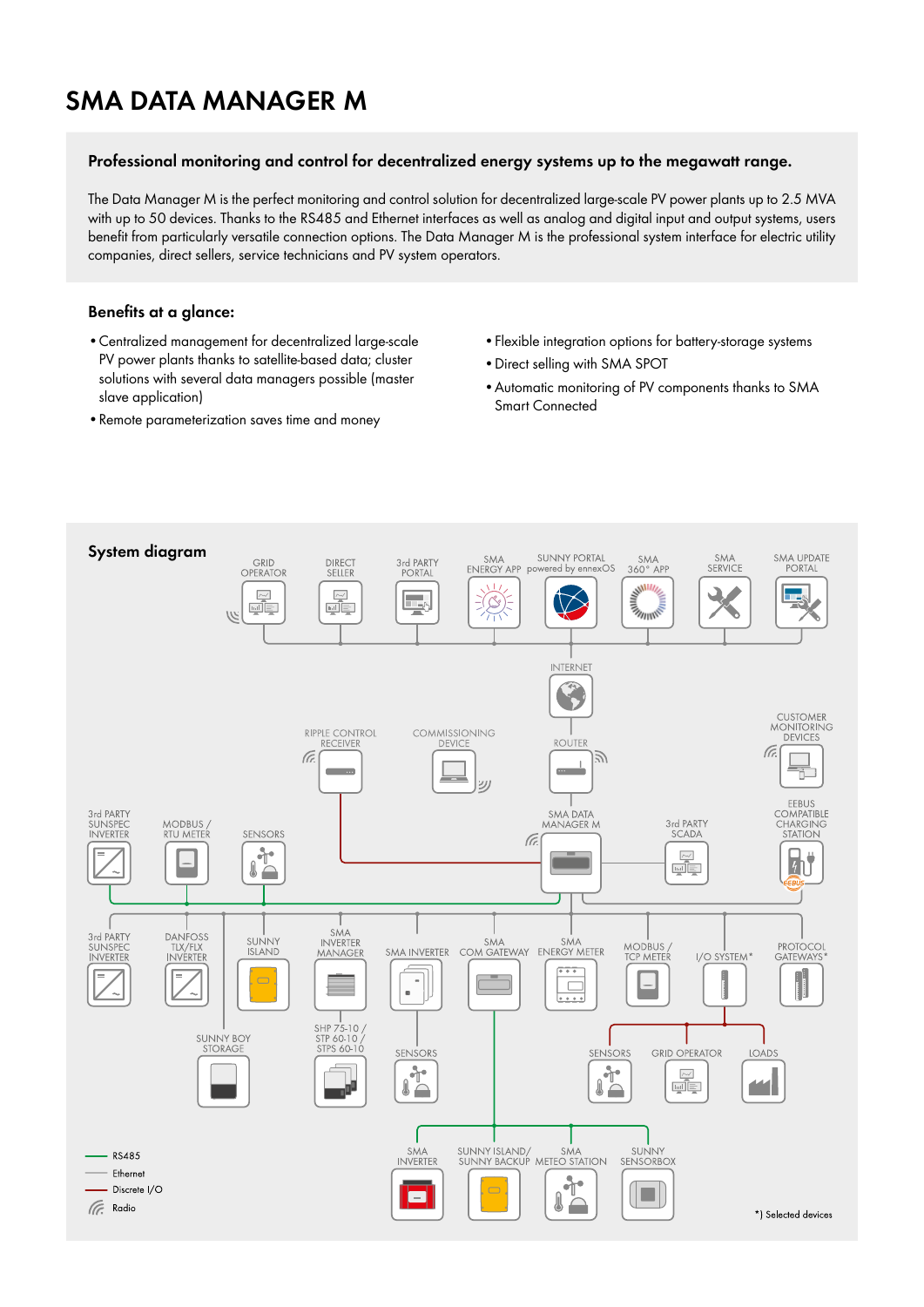# SMA DATA MANAGER M

**Professional monitoring and control for decentralized energy systems up to the megawatt range.**

The Data Manager M is the perfect monitoring and control solution for decentralized large-scale PV power plants up to 2.5 MVA with up to 50 devices. Thanks to the RS485 and Ethernet interfaces as well as analog and digital input and output systems, users benefit from particularly versatile connection options. The Data Manager M is the professional system interface for electric utility companies, direct sellers, service technicians and PV system operators.

## Benefits at a glance:

- Centralized management for decentralized large-scale PV power plants thanks to satellite-based data; cluster solutions with several data managers possible (master slave application)
- Remote parameterization saves time and money
- Flexible integration options for battery-storage systems
- Direct selling with SMA SPOT
- Automatic monitoring of PV components thanks to SMA Smart Connected

## System diagram

GRID OPERATOR · DIRECT SELLER · 3rd PARTY PORTAL · SMA ENERGY APP · SUNNY PORTAL powered by ennexOS · SMA 360° APP · SMA SERVICE · SMA UPDATE PORTAL

INTERNET

RIPPLE CONTROL RECEIVER · COMMISSIONING DEVICE · ROUTER · CUSTOMER MONITORING DEVICES

3rd PARTY SUNSPEC INVERTER · MODBUS / RTU METER · SENSORS · SMA DATA MANAGER M · 3rd PARTY SCADA · EEBUS COMPATIBLE CHARGING STATION

3rd PARTY SUNSPEC INVERTER · DANFOSS TLX/FLX INVERTER · SUNNY ISLAND · SMA INVERTER MANAGER · SMA INVERTER · SMA COM GATEWAY · SMA ENERGY METER · MODBUS / TCP METER · I/O SYSTEM* · PROTOCOL GATEWAYS*

SUNNY BOY STORAGE · SHP 75-10 / STP 60-10 / STPS 60-10 · SENSORS · SENSORS · GRID OPERATOR · LOADS

SMA INVERTER · SUNNY ISLAND/ SUNNY BACKUP · SMA METEO STATION · SUNNY SENSORBOX

- RS485
- Ethernet
- Discrete I/O
- Radio

*) Selected devices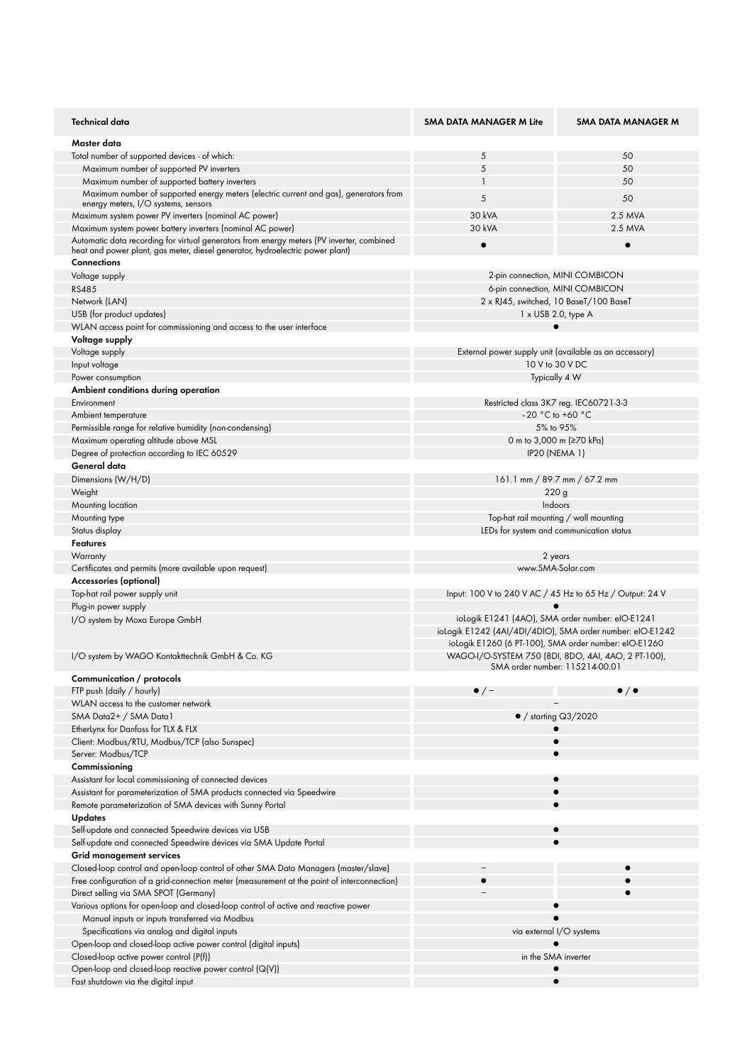| Technical data | SMA DATA MANAGER M Lite | SMA DATA MANAGER M |
|---|---|---|
| **Master data** | | |
| Total number of supported devices - of which: | 5 | 50 |
| Maximum number of supported PV inverters | 5 | 50 |
| Maximum number of supported battery inverters | 1 | 50 |
| Maximum number of supported energy meters (electric current and gas), generators from energy meters, I/O systems, sensors | 5 | 50 |
| Maximum system power PV inverters (nominal AC power) | 30 kVA | 2.5 MVA |
| Maximum system power battery inverters (nominal AC power) | 30 kVA | 2.5 MVA |
| Automatic data recording for virtual generators from energy meters (PV inverter, combined heat and power plant, gas meter, diesel generator, hydroelectric power plant) | ● | ● |
| **Connections** | | |
| Voltage supply | 2-pin connection, MINI COMBICON | |
| RS485 | 6-pin connection, MINI COMBICON | |
| Network (LAN) | 2 x RJ45, switched, 10 BaseT/100 BaseT | |
| USB (for product updates) | 1 x USB 2.0, type A | |
| WLAN access point for commissioning and access to the user interface | ● | |
| **Voltage supply** | | |
| Voltage supply | External power supply unit (available as an accessory) | |
| Input voltage | 10 V to 30 V DC | |
| Power consumption | Typically 4 W | |
| **Ambient conditions during operation** | | |
| Environment | Restricted class 3K7 reg. IEC60721-3-3 | |
| Ambient temperature | −20 °C to +60 °C | |
| Permissible range for relative humidity (non-condensing) | 5% to 95% | |
| Maximum operating altitude above MSL | 0 m to 3,000 m (≥70 kPa) | |
| Degree of protection according to IEC 60529 | IP20 (NEMA 1) | |
| **General data** | | |
| Dimensions (W/H/D) | 161.1 mm / 89.7 mm / 67.2 mm | |
| Weight | 220 g | |
| Mounting location | Indoors | |
| Mounting type | Top-hat rail mounting / wall mounting | |
| Status display | LEDs for system and communication status | |
| **Features** | | |
| Warranty | 2 years | |
| Certificates and permits (more available upon request) | www.SMA-Solar.com | |
| **Accessories (optional)** | | |
| Top-hat rail power supply unit | Input: 100 V to 240 V AC / 45 Hz to 65 Hz / Output: 24 V | |
| Plug-in power supply | ● | |
| I/O system by Moxa Europe GmbH | ioLogik E1241 (4AO), SMA order number: eIO-E1241<br>ioLogik E1242 (4AI/4DI/4DIO), SMA order number: eIO-E1242<br>ioLogik E1260 (6 PT-100), SMA order number: eIO-E1260 | |
| I/O system by WAGO Kontakttechnik GmbH & Co. KG | WAGO-I/O-SYSTEM 750 (8DI, 8DO, 4AI, 4AO, 2 PT-100), SMA order number: 115214-00.01 | |
| **Communication / protocols** | | |
| FTP push (daily / hourly) | ● / – | ● / ● |
| WLAN access to the customer network | – | |
| SMA Data2+ / SMA Data1 | ● / starting Q3/2020 | |
| EtherLynx for Danfoss for TLX & FLX | ● | |
| Client: Modbus/RTU, Modbus/TCP (also Sunspec) | ● | |
| Server: Modbus/TCP | ● | |
| **Commissioning** | | |
| Assistant for local commissioning of connected devices | ● | |
| Assistant for parameterization of SMA products connected via Speedwire | ● | |
| Remote parameterization of SMA devices with Sunny Portal | ● | |
| **Updates** | | |
| Self-update and connected Speedwire devices via USB | ● | |
| Self-update and connected Speedwire devices via SMA Update Portal | ● | |
| **Grid management services** | | |
| Closed-loop control and open-loop control of other SMA Data Managers (master/slave) | – | ● |
| Free configuration of a grid-connection meter (measurement at the point of interconnection) | ● | ● |
| Direct selling via SMA SPOT (Germany) | – | ● |
| Various options for open-loop and closed-loop control of active and reactive power | ● | |
| Manual inputs or inputs transferred via Modbus | ● | |
| Specifications via analog and digital inputs | via external I/O systems | |
| Open-loop and closed-loop active power control (digital inputs) | ● | |
| Closed-loop active power control (P(f)) | in the SMA inverter | |
| Open-loop and closed-loop reactive power control (Q(V)) | ● | |
| Fast shutdown via the digital input | ● | |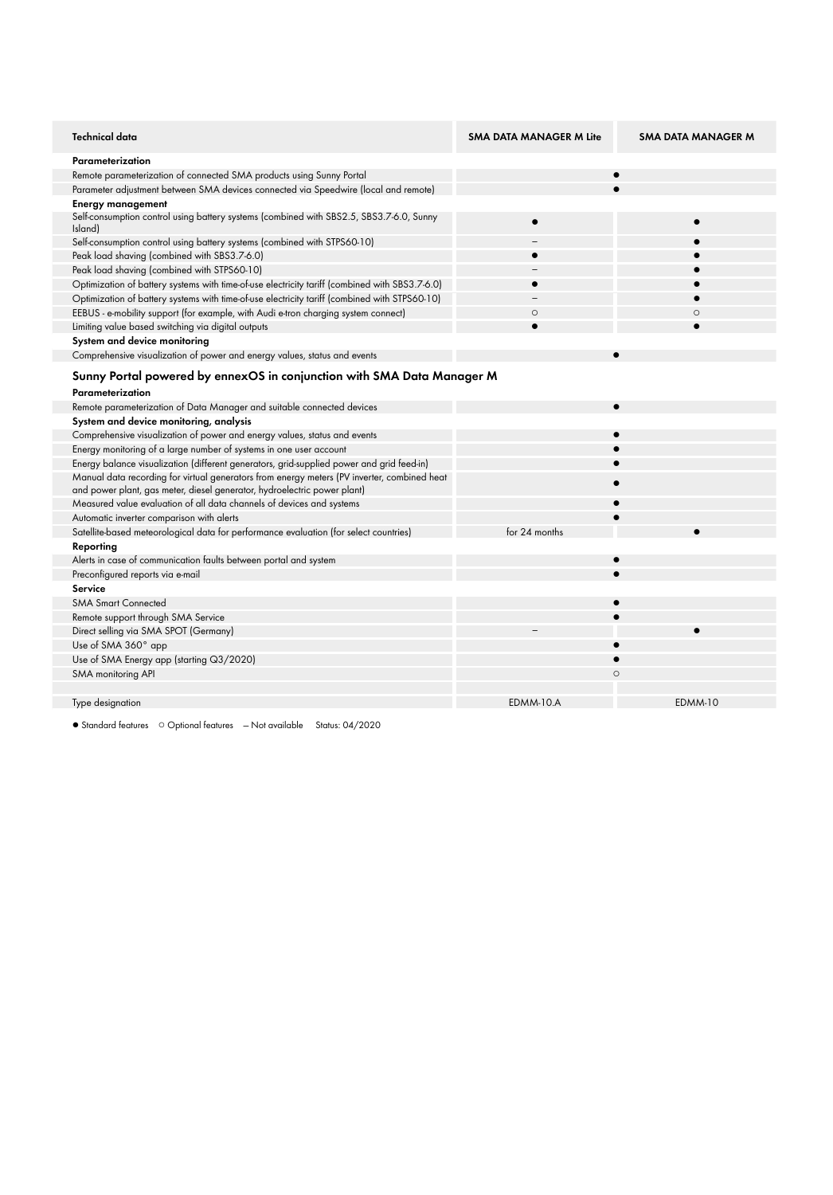| Technical data | SMA DATA MANAGER M Lite | SMA DATA MANAGER M |
|---|---|---|
| **Parameterization** | | |
| Remote parameterization of connected SMA products using Sunny Portal | ● | ● |
| Parameter adjustment between SMA devices connected via Speedwire (local and remote) | ● | ● |
| **Energy management** | | |
| Self-consumption control using battery systems (combined with SBS2.5, SBS3.7-6.0, Sunny Island) | ● | ● |
| Self-consumption control using battery systems (combined with STPS60-10) | – | ● |
| Peak load shaving (combined with SBS3.7-6.0) | ● | ● |
| Peak load shaving (combined with STPS60-10) | – | ● |
| Optimization of battery systems with time-of-use electricity tariff (combined with SBS3.7-6.0) | ● | ● |
| Optimization of battery systems with time-of-use electricity tariff (combined with STPS60-10) | – | ● |
| EEBUS - e-mobility support (for example, with Audi e-tron charging system connect) | ○ | ○ |
| Limiting value based switching via digital outputs | ● | ● |
| **System and device monitoring** | | |
| Comprehensive visualization of power and energy values, status and events | ● | ● |

## Sunny Portal powered by ennexOS in conjunction with SMA Data Manager M

| | SMA DATA MANAGER M Lite | SMA DATA MANAGER M |
|---|---|---|
| **Parameterization** | | |
| Remote parameterization of Data Manager and suitable connected devices | ● | ● |
| **System and device monitoring, analysis** | | |
| Comprehensive visualization of power and energy values, status and events | ● | ● |
| Energy monitoring of a large number of systems in one user account | ● | ● |
| Energy balance visualization (different generators, grid-supplied power and grid feed-in) | ● | ● |
| Manual data recording for virtual generators from energy meters (PV inverter, combined heat and power plant, gas meter, diesel generator, hydroelectric power plant) | ● | ● |
| Measured value evaluation of all data channels of devices and systems | ● | ● |
| Automatic inverter comparison with alerts | ● | ● |
| Satellite-based meteorological data for performance evaluation (for select countries) | for 24 months | ● |
| **Reporting** | | |
| Alerts in case of communication faults between portal and system | ● | ● |
| Preconfigured reports via e-mail | ● | ● |
| **Service** | | |
| SMA Smart Connected | ● | ● |
| Remote support through SMA Service | ● | ● |
| Direct selling via SMA SPOT (Germany) | – | ● |
| Use of SMA 360° app | ● | ● |
| Use of SMA Energy app (starting Q3/2020) | ● | ● |
| SMA monitoring API | ○ | ○ |
| | | |
| Type designation | EDMM-10.A | EDMM-10 |

● Standard features ○ Optional features – Not available Status: 04/2020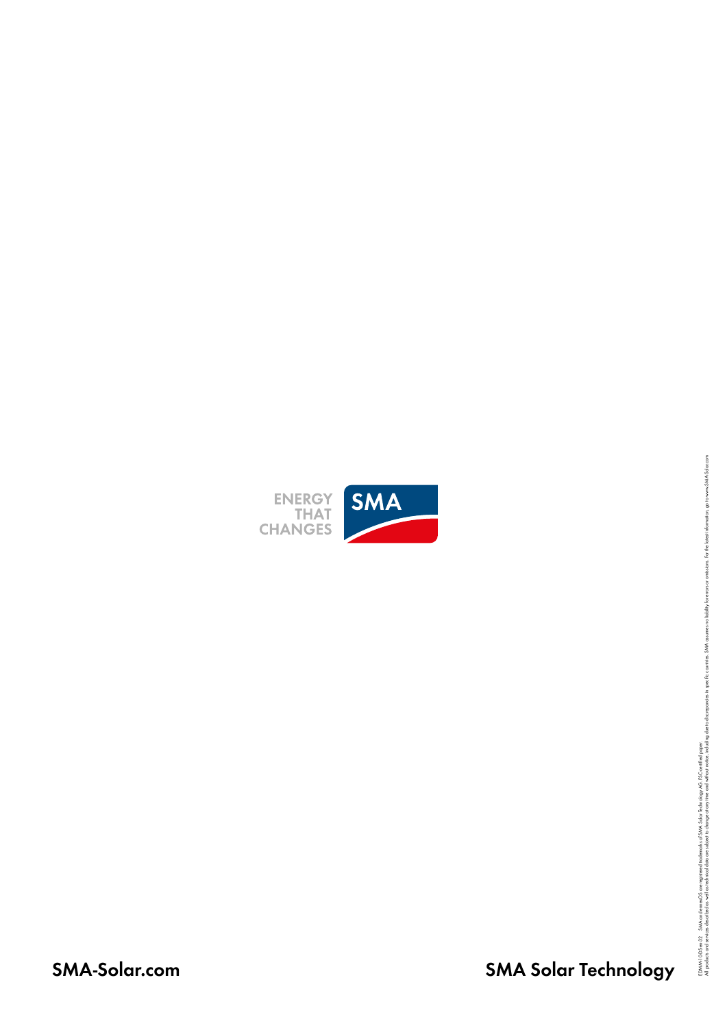ENERGY
THAT
CHANGES

SMA

EDMM-10-DS-en-32 · SMA and ennexOS are registered trademarks of SMA Solar Technology AG. FSC-certified paper.
All products and services described as well as technical data are subject to change at any time and without notice, including due to discrepancies in specific countries. SMA assumes no liability for errors or omissions. For the latest information, go to www.SMA-Solar.com

SMA-Solar.com

SMA Solar Technology